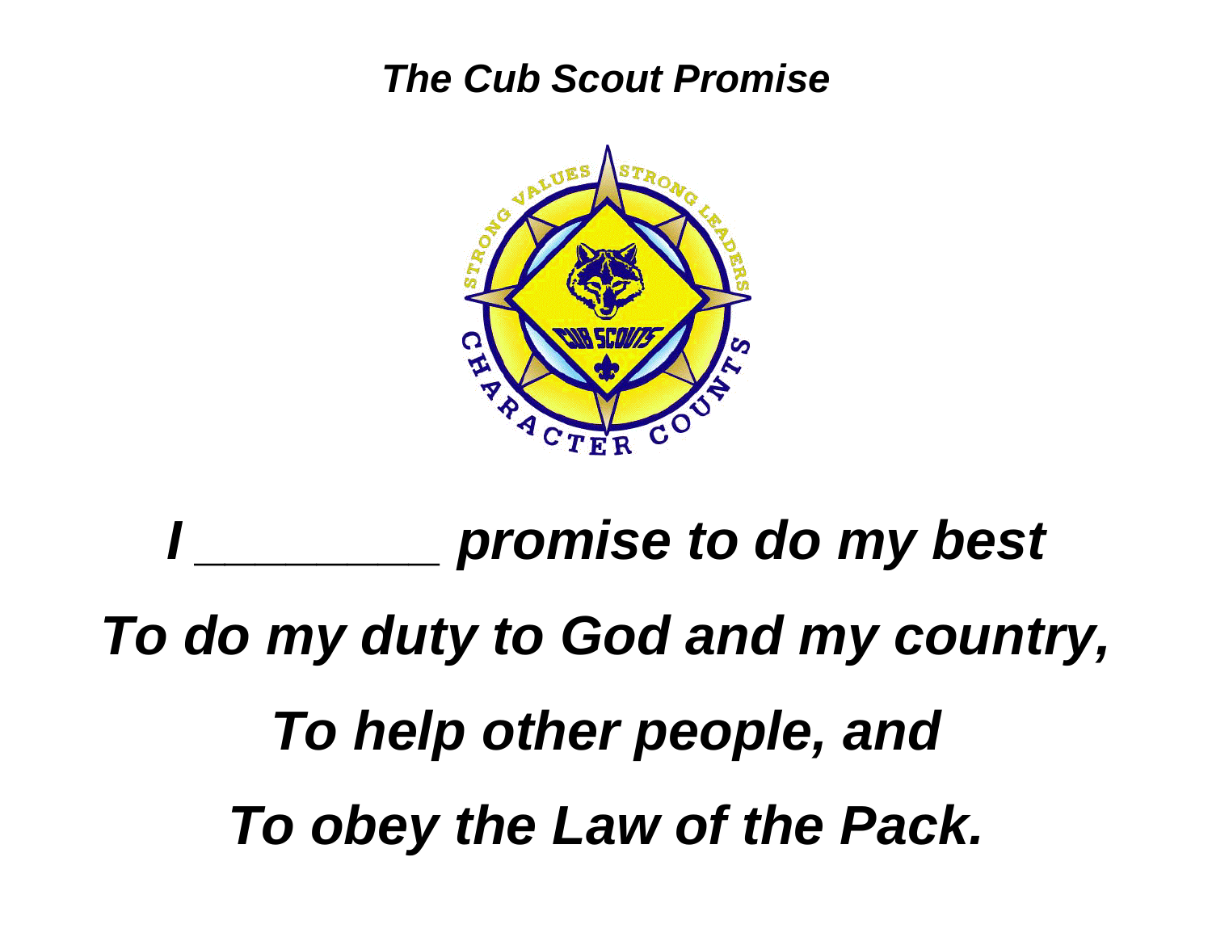***The Cub Scout Promise***

***I _________ promise to do my best***

***To do my duty to God and my country,***

***To help other people, and***

***To obey the Law of the Pack.***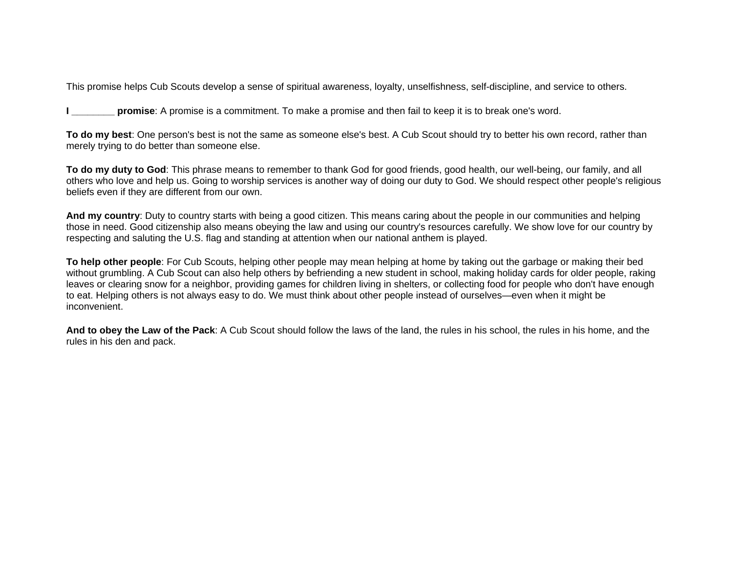This promise helps Cub Scouts develop a sense of spiritual awareness, loyalty, unselfishness, self-discipline, and service to others.

**I ________ promise**: A promise is a commitment. To make a promise and then fail to keep it is to break one's word.

**To do my best**: One person's best is not the same as someone else's best. A Cub Scout should try to better his own record, rather than merely trying to do better than someone else.

**To do my duty to God**: This phrase means to remember to thank God for good friends, good health, our well-being, our family, and all others who love and help us. Going to worship services is another way of doing our duty to God. We should respect other people's religious beliefs even if they are different from our own.

**And my country**: Duty to country starts with being a good citizen. This means caring about the people in our communities and helping those in need. Good citizenship also means obeying the law and using our country's resources carefully. We show love for our country by respecting and saluting the U.S. flag and standing at attention when our national anthem is played.

**To help other people**: For Cub Scouts, helping other people may mean helping at home by taking out the garbage or making their bed without grumbling. A Cub Scout can also help others by befriending a new student in school, making holiday cards for older people, raking leaves or clearing snow for a neighbor, providing games for children living in shelters, or collecting food for people who don't have enough to eat. Helping others is not always easy to do. We must think about other people instead of ourselves—even when it might be inconvenient.

**And to obey the Law of the Pack**: A Cub Scout should follow the laws of the land, the rules in his school, the rules in his home, and the rules in his den and pack.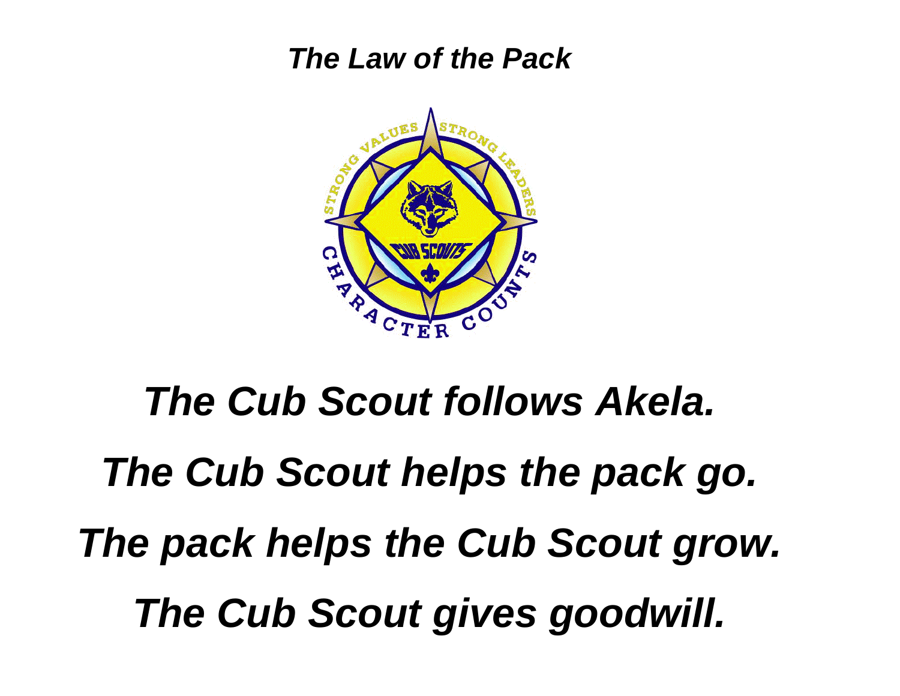***The Law of the Pack***

***The Cub Scout follows Akela.***

***The Cub Scout helps the pack go.***

***The pack helps the Cub Scout grow.***

***The Cub Scout gives goodwill.***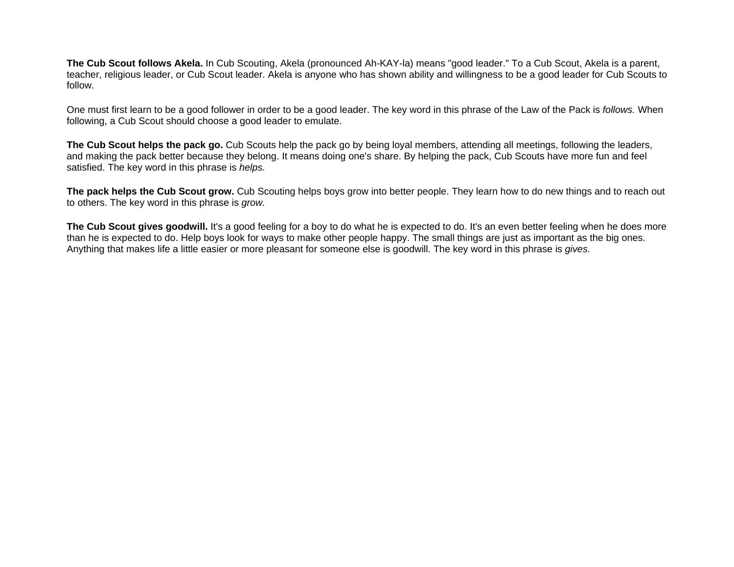**The Cub Scout follows Akela.** In Cub Scouting, Akela (pronounced Ah-KAY-la) means "good leader." To a Cub Scout, Akela is a parent, teacher, religious leader, or Cub Scout leader. Akela is anyone who has shown ability and willingness to be a good leader for Cub Scouts to follow.

One must first learn to be a good follower in order to be a good leader. The key word in this phrase of the Law of the Pack is *follows.* When following, a Cub Scout should choose a good leader to emulate.

**The Cub Scout helps the pack go.** Cub Scouts help the pack go by being loyal members, attending all meetings, following the leaders, and making the pack better because they belong. It means doing one's share. By helping the pack, Cub Scouts have more fun and feel satisfied. The key word in this phrase is *helps.*

**The pack helps the Cub Scout grow.** Cub Scouting helps boys grow into better people. They learn how to do new things and to reach out to others. The key word in this phrase is *grow.*

**The Cub Scout gives goodwill.** It's a good feeling for a boy to do what he is expected to do. It's an even better feeling when he does more than he is expected to do. Help boys look for ways to make other people happy. The small things are just as important as the big ones. Anything that makes life a little easier or more pleasant for someone else is goodwill. The key word in this phrase is *gives.*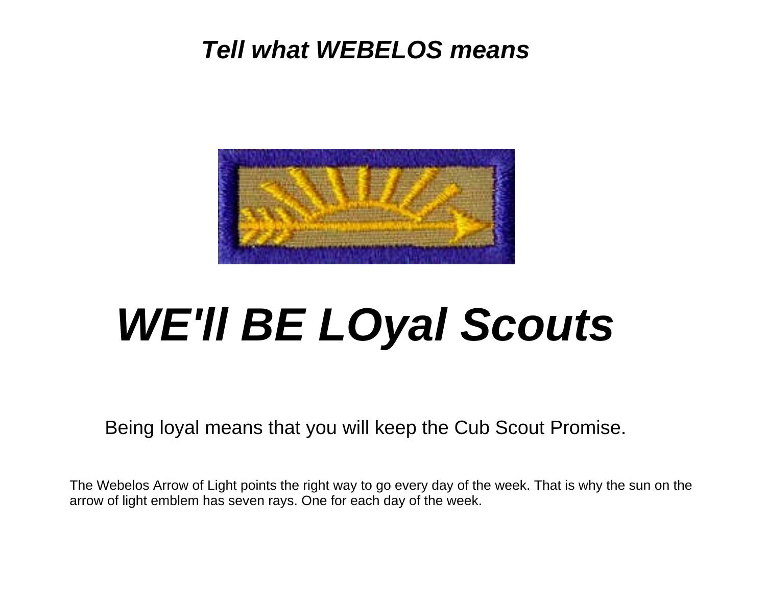***Tell what WEBELOS means***

# ***WE'll BE LOyal Scouts***

Being loyal means that you will keep the Cub Scout Promise.

The Webelos Arrow of Light points the right way to go every day of the week. That is why the sun on the arrow of light emblem has seven rays. One for each day of the week.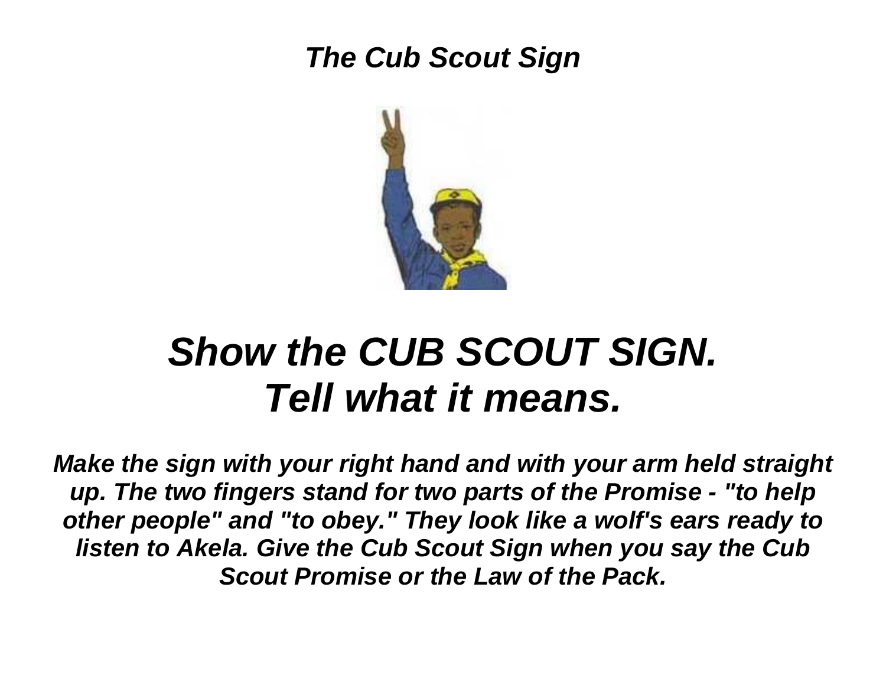***The Cub Scout Sign***

# *Show the CUB SCOUT SIGN.*
# *Tell what it means.*

***Make the sign with your right hand and with your arm held straight up. The two fingers stand for two parts of the Promise - "to help other people" and "to obey." They look like a wolf's ears ready to listen to Akela. Give the Cub Scout Sign when you say the Cub Scout Promise or the Law of the Pack.***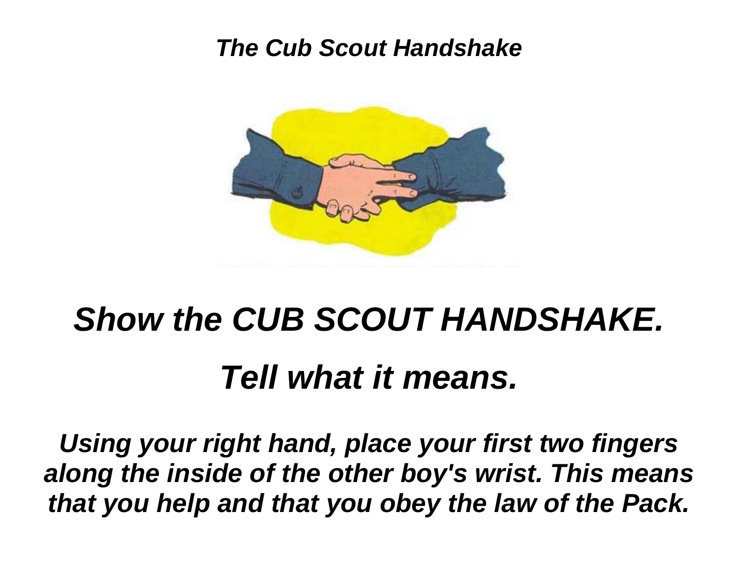***The Cub Scout Handshake***

# *Show the CUB SCOUT HANDSHAKE.*

# *Tell what it means.*

***Using your right hand, place your first two fingers along the inside of the other boy's wrist. This means that you help and that you obey the law of the Pack.***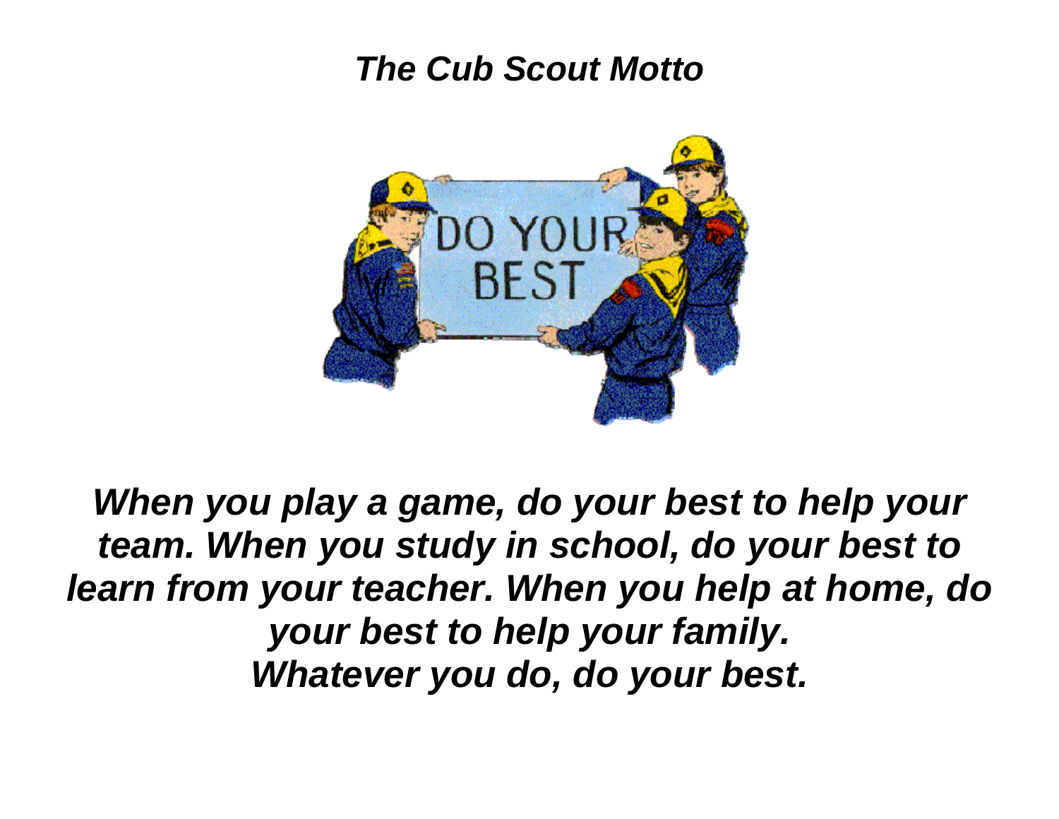***The Cub Scout Motto***

***When you play a game, do your best to help your team. When you study in school, do your best to learn from your teacher. When you help at home, do your best to help your family.***
***Whatever you do, do your best.***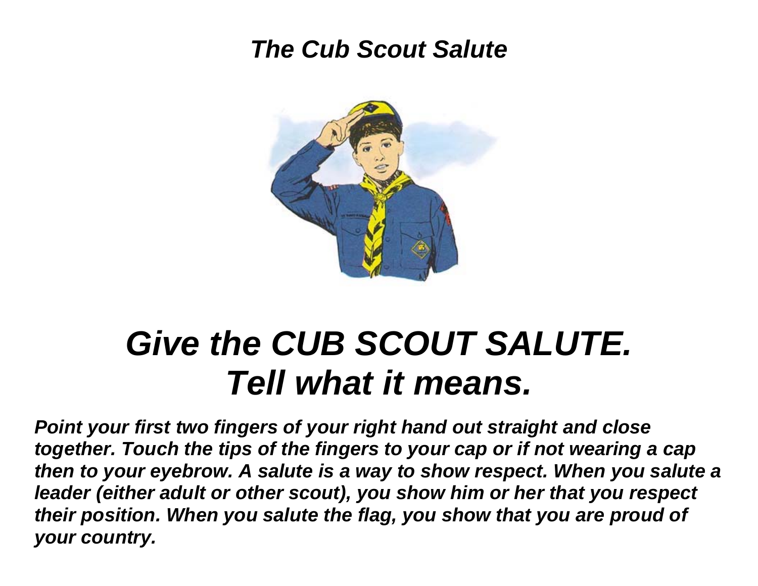*The Cub Scout Salute*

# *Give the CUB SCOUT SALUTE. Tell what it means.*

***Point your first two fingers of your right hand out straight and close together. Touch the tips of the fingers to your cap or if not wearing a cap then to your eyebrow. A salute is a way to show respect. When you salute a leader (either adult or other scout), you show him or her that you respect their position. When you salute the flag, you show that you are proud of your country.***